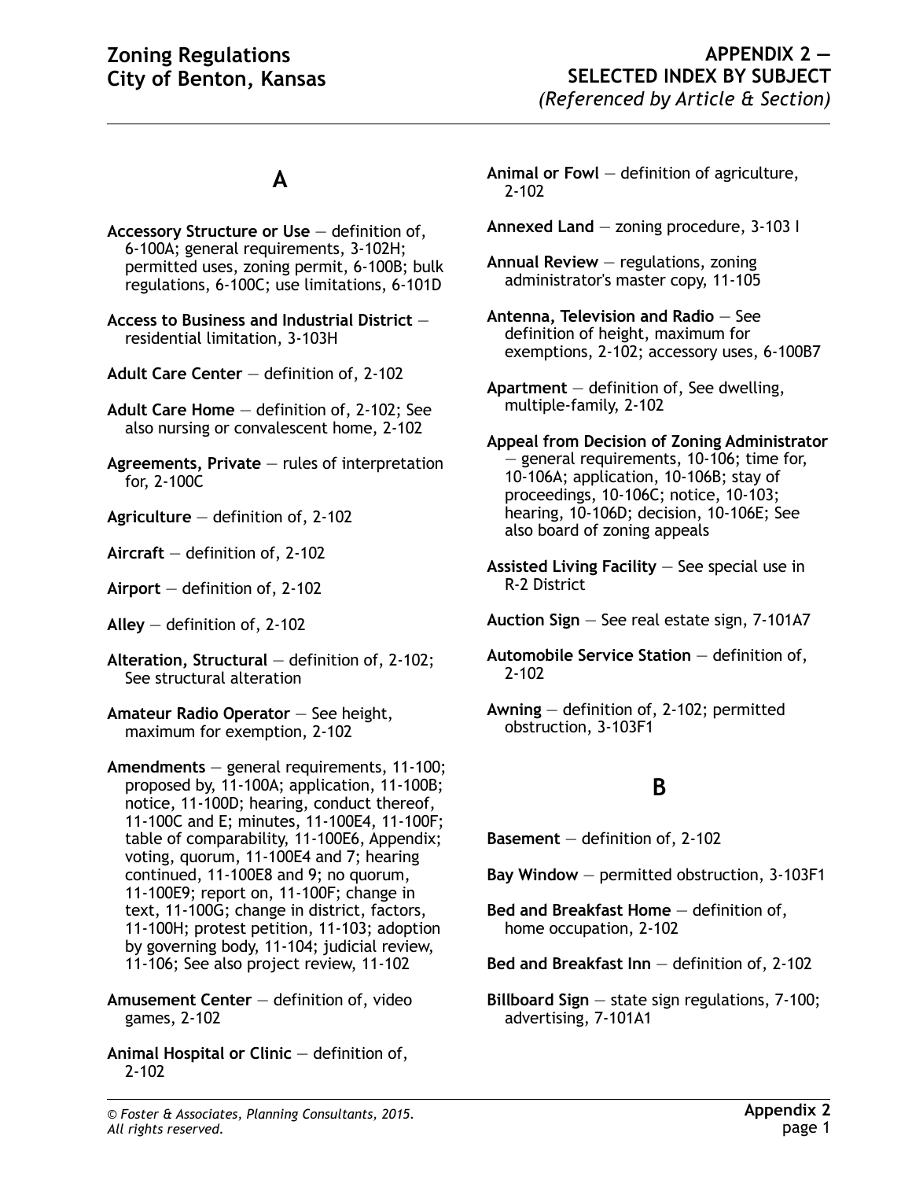# A

**Accessory Structure or Use** — definition of, 6-100A; general requirements, 3-102H; permitted uses, zoning permit, 6-100B; bulk regulations, 6-100C; use limitations, 6-101D

**Access to Business and Industrial District** — residential limitation, 3-103H

**Adult Care Center** — definition of, 2-102

**Adult Care Home** — definition of, 2-102; See also nursing or convalescent home, 2-102

**Agreements, Private** — rules of interpretation for, 2-100C

**Agriculture** — definition of, 2-102

**Aircraft** — definition of, 2-102

**Airport** — definition of, 2-102

**Alley** — definition of, 2-102

**Alteration, Structural** — definition of, 2-102; See structural alteration

**Amateur Radio Operator** — See height, maximum for exemption, 2-102

**Amendments** — general requirements, 11-100; proposed by, 11-100A; application, 11-100B; notice, 11-100D; hearing, conduct thereof, 11-100C and E; minutes, 11-100E4, 11-100F; table of comparability, 11-100E6, Appendix; voting, quorum, 11-100E4 and 7; hearing continued, 11-100E8 and 9; no quorum, 11-100E9; report on, 11-100F; change in text, 11-100G; change in district, factors, 11-100H; protest petition, 11-103; adoption by governing body, 11-104; judicial review, 11-106; See also project review, 11-102

**Amusement Center** — definition of, video games, 2-102

**Animal Hospital or Clinic** — definition of, 2-102

**Animal or Fowl** — definition of agriculture, 2-102

**Annexed Land** — zoning procedure, 3-103 I

**Annual Review** — regulations, zoning administrator's master copy, 11-105

**Antenna, Television and Radio** — See definition of height, maximum for exemptions, 2-102; accessory uses, 6-100B7

**Apartment** — definition of, See dwelling, multiple-family, 2-102

**Appeal from Decision of Zoning Administrator** — general requirements, 10-106; time for, 10-106A; application, 10-106B; stay of proceedings, 10-106C; notice, 10-103; hearing, 10-106D; decision, 10-106E; See also board of zoning appeals

**Assisted Living Facility** — See special use in R-2 District

**Auction Sign** — See real estate sign, 7-101A7

**Automobile Service Station** — definition of, 2-102

**Awning** — definition of, 2-102; permitted obstruction, 3-103F1

# B

**Basement** — definition of, 2-102

**Bay Window** — permitted obstruction, 3-103F1

**Bed and Breakfast Home** — definition of, home occupation, 2-102

**Bed and Breakfast Inn** — definition of, 2-102

**Billboard Sign** — state sign regulations, 7-100; advertising, 7-101A1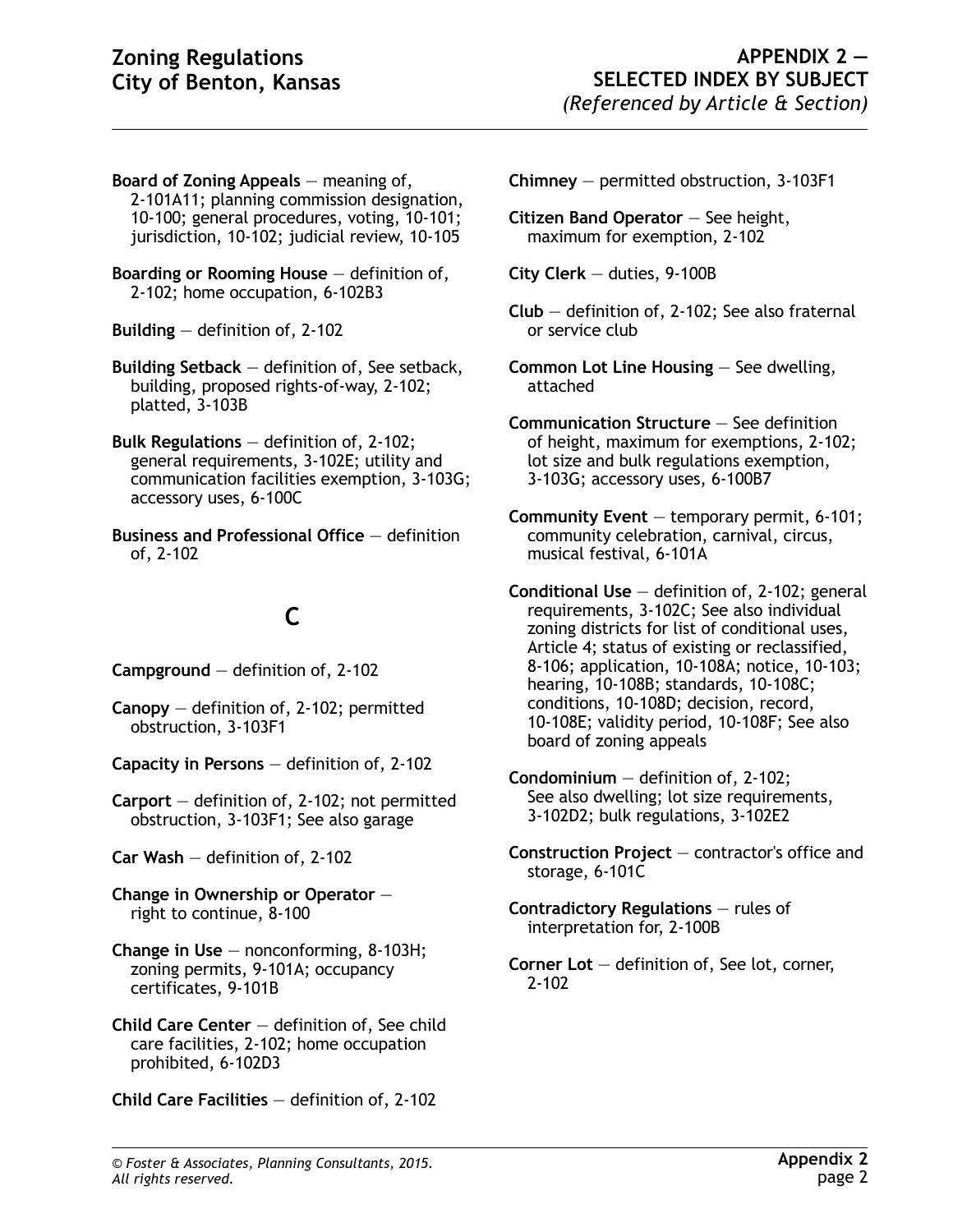**Board of Zoning Appeals** — meaning of, 2-101A11; planning commission designation, 10-100; general procedures, voting, 10-101; jurisdiction, 10-102; judicial review, 10-105

**Boarding or Rooming House** — definition of, 2-102; home occupation, 6-102B3

**Building** — definition of, 2-102

**Building Setback** — definition of, See setback, building, proposed rights-of-way, 2-102; platted, 3-103B

**Bulk Regulations** — definition of, 2-102; general requirements, 3-102E; utility and communication facilities exemption, 3-103G; accessory uses, 6-100C

**Business and Professional Office** — definition of, 2-102

## C

**Campground** — definition of, 2-102

**Canopy** — definition of, 2-102; permitted obstruction, 3-103F1

**Capacity in Persons** — definition of, 2-102

**Carport** — definition of, 2-102; not permitted obstruction, 3-103F1; See also garage

**Car Wash** — definition of, 2-102

**Change in Ownership or Operator** — right to continue, 8-100

**Change in Use** — nonconforming, 8-103H; zoning permits, 9-101A; occupancy certificates, 9-101B

**Child Care Center** — definition of, See child care facilities, 2-102; home occupation prohibited, 6-102D3

**Child Care Facilities** — definition of, 2-102

**Chimney** — permitted obstruction, 3-103F1

**Citizen Band Operator** — See height, maximum for exemption, 2-102

**City Clerk** — duties, 9-100B

**Club** — definition of, 2-102; See also fraternal or service club

**Common Lot Line Housing** — See dwelling, attached

**Communication Structure** — See definition of height, maximum for exemptions, 2-102; lot size and bulk regulations exemption, 3-103G; accessory uses, 6-100B7

**Community Event** — temporary permit, 6-101; community celebration, carnival, circus, musical festival, 6-101A

**Conditional Use** — definition of, 2-102; general requirements, 3-102C; See also individual zoning districts for list of conditional uses, Article 4; status of existing or reclassified, 8-106; application, 10-108A; notice, 10-103; hearing, 10-108B; standards, 10-108C; conditions, 10-108D; decision, record, 10-108E; validity period, 10-108F; See also board of zoning appeals

**Condominium** — definition of, 2-102; See also dwelling; lot size requirements, 3-102D2; bulk regulations, 3-102E2

**Construction Project** — contractor's office and storage, 6-101C

**Contradictory Regulations** — rules of interpretation for, 2-100B

**Corner Lot** — definition of, See lot, corner, 2-102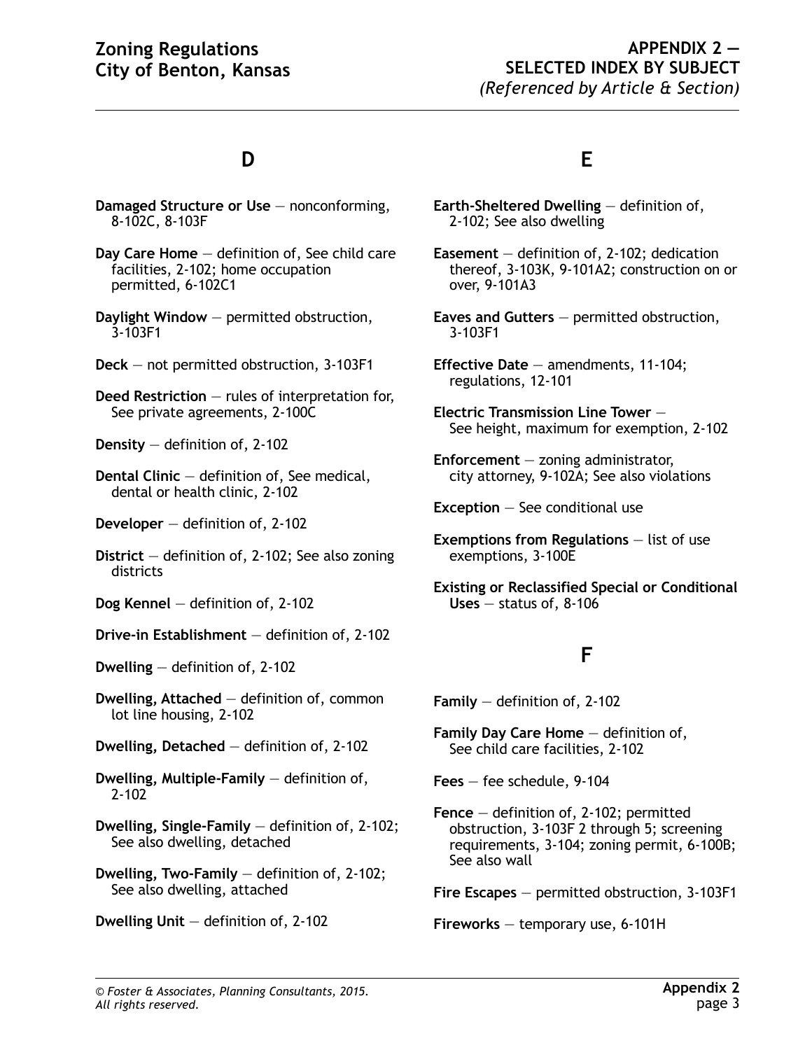## D

**Damaged Structure or Use** — nonconforming, 8-102C, 8-103F

**Day Care Home** — definition of, See child care facilities, 2-102; home occupation permitted, 6-102C1

**Daylight Window** — permitted obstruction, 3-103F1

**Deck** — not permitted obstruction, 3-103F1

**Deed Restriction** — rules of interpretation for, See private agreements, 2-100C

**Density** — definition of, 2-102

**Dental Clinic** — definition of, See medical, dental or health clinic, 2-102

**Developer** — definition of, 2-102

**District** — definition of, 2-102; See also zoning districts

**Dog Kennel** — definition of, 2-102

**Drive-in Establishment** — definition of, 2-102

**Dwelling** — definition of, 2-102

**Dwelling, Attached** — definition of, common lot line housing, 2-102

**Dwelling, Detached** — definition of, 2-102

**Dwelling, Multiple-Family** — definition of, 2-102

**Dwelling, Single-Family** — definition of, 2-102; See also dwelling, detached

**Dwelling, Two-Family** — definition of, 2-102; See also dwelling, attached

**Dwelling Unit** — definition of, 2-102

## E

**Earth-Sheltered Dwelling** — definition of, 2-102; See also dwelling

**Easement** — definition of, 2-102; dedication thereof, 3-103K, 9-101A2; construction on or over, 9-101A3

**Eaves and Gutters** — permitted obstruction, 3-103F1

**Effective Date** — amendments, 11-104; regulations, 12-101

**Electric Transmission Line Tower** — See height, maximum for exemption, 2-102

**Enforcement** — zoning administrator, city attorney, 9-102A; See also violations

**Exception** — See conditional use

**Exemptions from Regulations** — list of use exemptions, 3-100E

**Existing or Reclassified Special or Conditional Uses** — status of, 8-106

## F

**Family** — definition of, 2-102

**Family Day Care Home** — definition of, See child care facilities, 2-102

**Fees** — fee schedule, 9-104

**Fence** — definition of, 2-102; permitted obstruction, 3-103F 2 through 5; screening requirements, 3-104; zoning permit, 6-100B; See also wall

**Fire Escapes** — permitted obstruction, 3-103F1

**Fireworks** — temporary use, 6-101H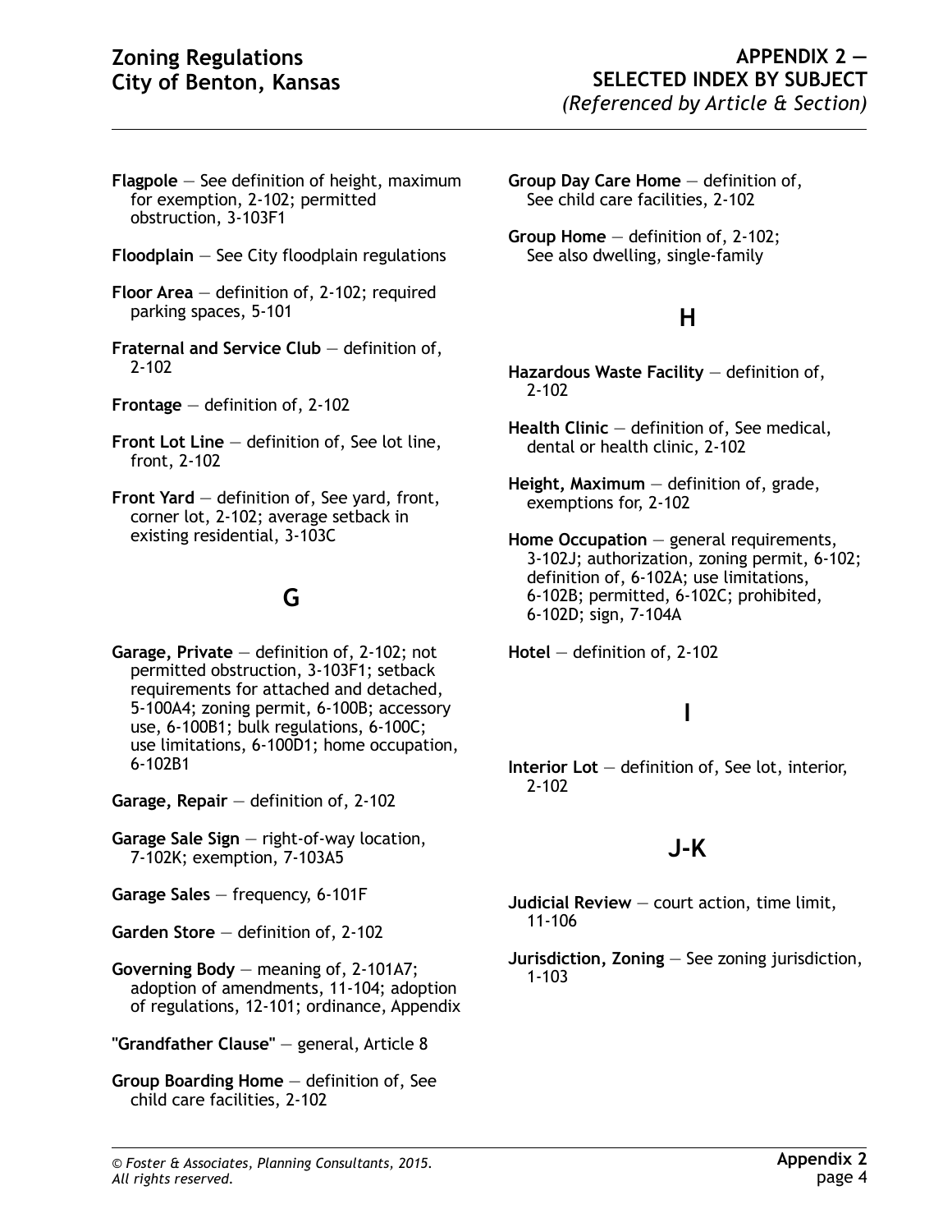**Flagpole** — See definition of height, maximum for exemption, 2-102; permitted obstruction, 3-103F1

**Floodplain** — See City floodplain regulations

**Floor Area** — definition of, 2-102; required parking spaces, 5-101

**Fraternal and Service Club** — definition of, 2-102

**Frontage** — definition of, 2-102

**Front Lot Line** — definition of, See lot line, front, 2-102

**Front Yard** — definition of, See yard, front, corner lot, 2-102; average setback in existing residential, 3-103C

## G

**Garage, Private** — definition of, 2-102; not permitted obstruction, 3-103F1; setback requirements for attached and detached, 5-100A4; zoning permit, 6-100B; accessory use, 6-100B1; bulk regulations, 6-100C; use limitations, 6-100D1; home occupation, 6-102B1

**Garage, Repair** — definition of, 2-102

**Garage Sale Sign** — right-of-way location, 7-102K; exemption, 7-103A5

**Garage Sales** — frequency, 6-101F

**Garden Store** — definition of, 2-102

**Governing Body** — meaning of, 2-101A7; adoption of amendments, 11-104; adoption of regulations, 12-101; ordinance, Appendix

**"Grandfather Clause"** — general, Article 8

**Group Boarding Home** — definition of, See child care facilities, 2-102

**Group Day Care Home** — definition of, See child care facilities, 2-102

**Group Home** — definition of, 2-102; See also dwelling, single-family

## H

**Hazardous Waste Facility** — definition of, 2-102

**Health Clinic** — definition of, See medical, dental or health clinic, 2-102

**Height, Maximum** — definition of, grade, exemptions for, 2-102

**Home Occupation** — general requirements, 3-102J; authorization, zoning permit, 6-102; definition of, 6-102A; use limitations, 6-102B; permitted, 6-102C; prohibited, 6-102D; sign, 7-104A

**Hotel** — definition of, 2-102

## I

**Interior Lot** — definition of, See lot, interior, 2-102

## J-K

**Judicial Review** — court action, time limit, 11-106

**Jurisdiction, Zoning** — See zoning jurisdiction, 1-103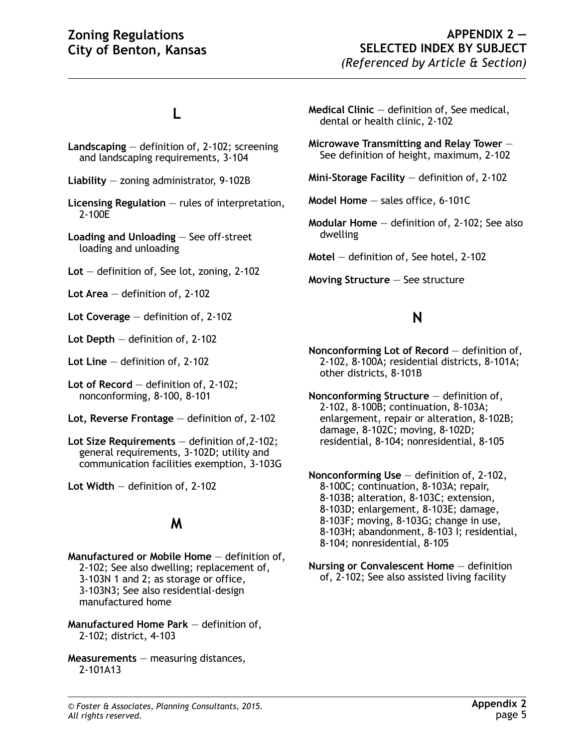## L

**Landscaping** — definition of, 2-102; screening and landscaping requirements, 3-104

**Liability** — zoning administrator, 9-102B

**Licensing Regulation** — rules of interpretation, 2-100E

**Loading and Unloading** — See off-street loading and unloading

**Lot** — definition of, See lot, zoning, 2-102

**Lot Area** — definition of, 2-102

**Lot Coverage** — definition of, 2-102

**Lot Depth** — definition of, 2-102

**Lot Line** — definition of, 2-102

**Lot of Record** — definition of, 2-102; nonconforming, 8-100, 8-101

**Lot, Reverse Frontage** — definition of, 2-102

**Lot Size Requirements** — definition of,2-102; general requirements, 3-102D; utility and communication facilities exemption, 3-103G

**Lot Width** — definition of, 2-102

## M

**Manufactured or Mobile Home** — definition of, 2-102; See also dwelling; replacement of, 3-103N 1 and 2; as storage or office, 3-103N3; See also residential-design manufactured home

**Manufactured Home Park** — definition of, 2-102; district, 4-103

**Measurements** — measuring distances, 2-101A13

**Medical Clinic** — definition of, See medical, dental or health clinic, 2-102

**Microwave Transmitting and Relay Tower** — See definition of height, maximum, 2-102

**Mini-Storage Facility** — definition of, 2-102

**Model Home** — sales office, 6-101C

**Modular Home** — definition of, 2-102; See also dwelling

**Motel** — definition of, See hotel, 2-102

**Moving Structure** — See structure

## N

**Nonconforming Lot of Record** — definition of, 2-102, 8-100A; residential districts, 8-101A; other districts, 8-101B

**Nonconforming Structure** — definition of, 2-102, 8-100B; continuation, 8-103A; enlargement, repair or alteration, 8-102B; damage, 8-102C; moving, 8-102D; residential, 8-104; nonresidential, 8-105

**Nonconforming Use** — definition of, 2-102, 8-100C; continuation, 8-103A; repair, 8-103B; alteration, 8-103C; extension, 8-103D; enlargement, 8-103E; damage, 8-103F; moving, 8-103G; change in use, 8-103H; abandonment, 8-103 I; residential, 8-104; nonresidential, 8-105

**Nursing or Convalescent Home** — definition of, 2-102; See also assisted living facility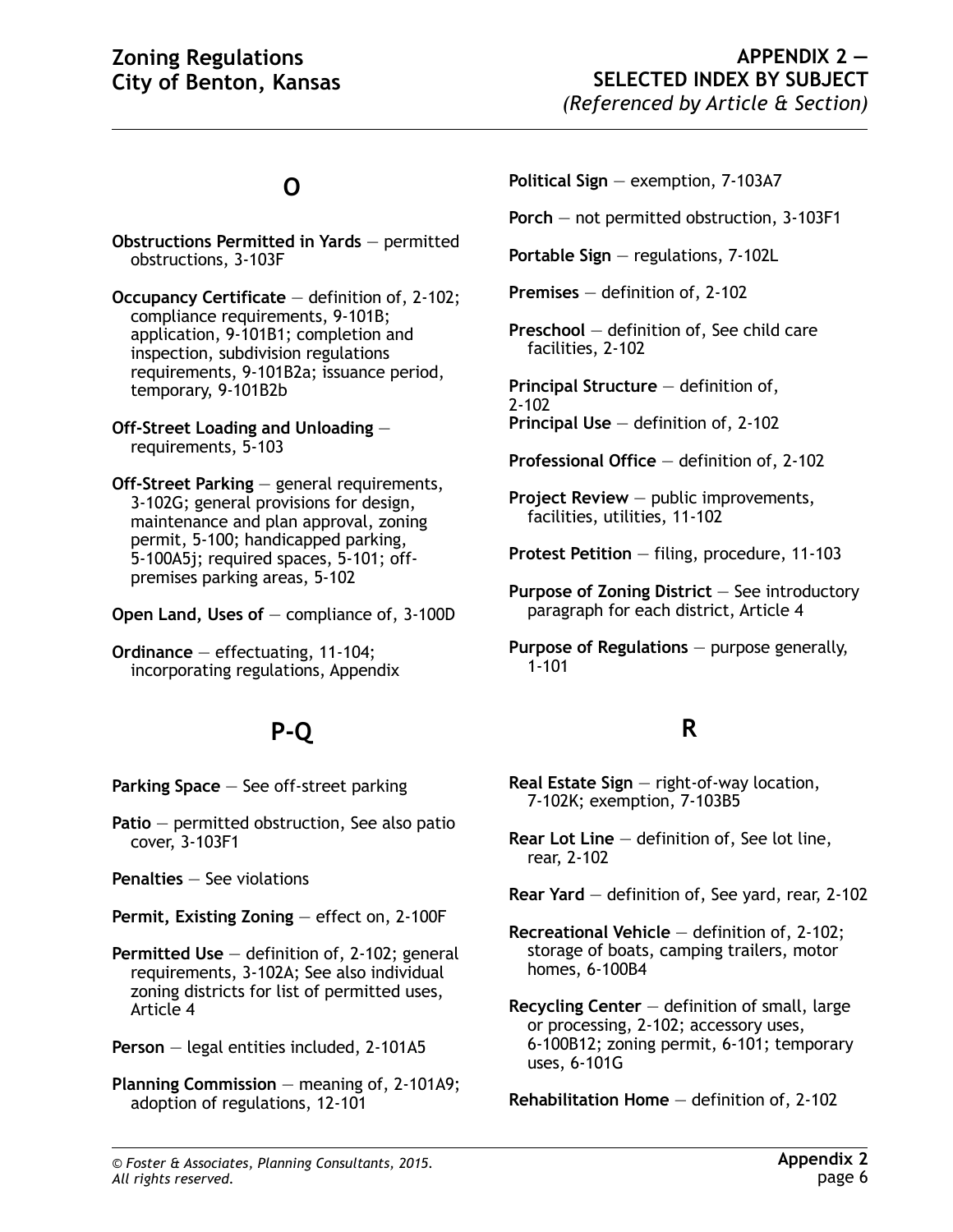## O

**Obstructions Permitted in Yards** — permitted obstructions, 3-103F

**Occupancy Certificate** — definition of, 2-102; compliance requirements, 9-101B; application, 9-101B1; completion and inspection, subdivision regulations requirements, 9-101B2a; issuance period, temporary, 9-101B2b

**Off-Street Loading and Unloading** — requirements, 5-103

**Off-Street Parking** — general requirements, 3-102G; general provisions for design, maintenance and plan approval, zoning permit, 5-100; handicapped parking, 5-100A5j; required spaces, 5-101; off-premises parking areas, 5-102

**Open Land, Uses of** — compliance of, 3-100D

**Ordinance** — effectuating, 11-104; incorporating regulations, Appendix

## P-Q

**Parking Space** — See off-street parking

**Patio** — permitted obstruction, See also patio cover, 3-103F1

**Penalties** — See violations

**Permit, Existing Zoning** — effect on, 2-100F

**Permitted Use** — definition of, 2-102; general requirements, 3-102A; See also individual zoning districts for list of permitted uses, Article 4

**Person** — legal entities included, 2-101A5

**Planning Commission** — meaning of, 2-101A9; adoption of regulations, 12-101

**Political Sign** — exemption, 7-103A7

**Porch** — not permitted obstruction, 3-103F1

**Portable Sign** — regulations, 7-102L

**Premises** — definition of, 2-102

**Preschool** — definition of, See child care facilities, 2-102

**Principal Structure** — definition of, 2-102

**Principal Use** — definition of, 2-102

**Professional Office** — definition of, 2-102

**Project Review** — public improvements, facilities, utilities, 11-102

**Protest Petition** — filing, procedure, 11-103

**Purpose of Zoning District** — See introductory paragraph for each district, Article 4

**Purpose of Regulations** — purpose generally, 1-101

## R

**Real Estate Sign** — right-of-way location, 7-102K; exemption, 7-103B5

**Rear Lot Line** — definition of, See lot line, rear, 2-102

**Rear Yard** — definition of, See yard, rear, 2-102

**Recreational Vehicle** — definition of, 2-102; storage of boats, camping trailers, motor homes, 6-100B4

**Recycling Center** — definition of small, large or processing, 2-102; accessory uses, 6-100B12; zoning permit, 6-101; temporary uses, 6-101G

**Rehabilitation Home** — definition of, 2-102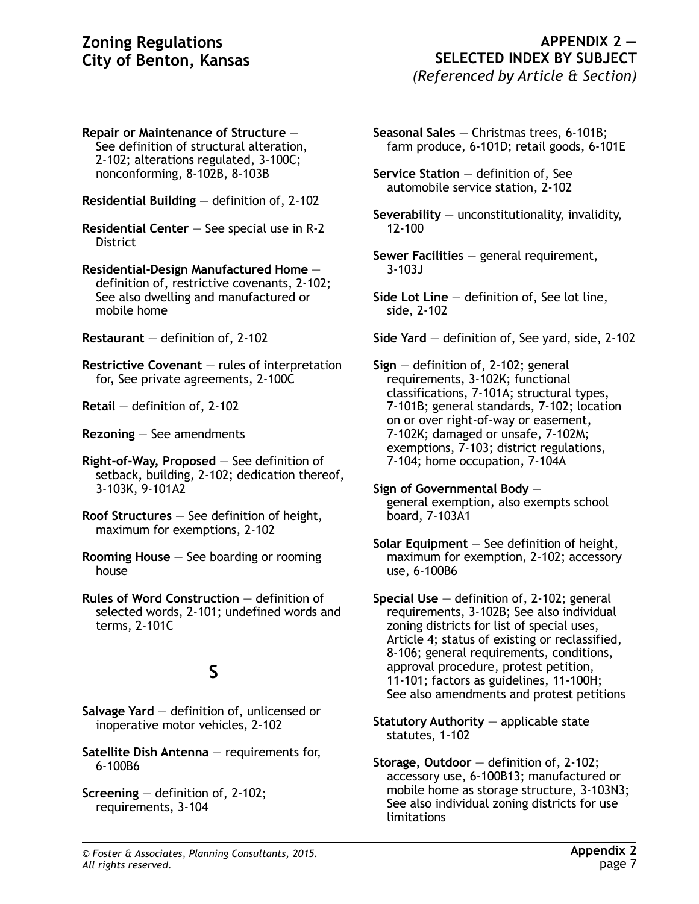**Repair or Maintenance of Structure** — See definition of structural alteration, 2-102; alterations regulated, 3-100C; nonconforming, 8-102B, 8-103B

**Residential Building** — definition of, 2-102

**Residential Center** — See special use in R-2 District

**Residential-Design Manufactured Home** — definition of, restrictive covenants, 2-102; See also dwelling and manufactured or mobile home

**Restaurant** — definition of, 2-102

**Restrictive Covenant** — rules of interpretation for, See private agreements, 2-100C

**Retail** — definition of, 2-102

**Rezoning** — See amendments

**Right-of-Way, Proposed** — See definition of setback, building, 2-102; dedication thereof, 3-103K, 9-101A2

**Roof Structures** — See definition of height, maximum for exemptions, 2-102

**Rooming House** — See boarding or rooming house

**Rules of Word Construction** — definition of selected words, 2-101; undefined words and terms, 2-101C

## S

**Salvage Yard** — definition of, unlicensed or inoperative motor vehicles, 2-102

**Satellite Dish Antenna** — requirements for, 6-100B6

**Screening** — definition of, 2-102; requirements, 3-104

**Seasonal Sales** — Christmas trees, 6-101B; farm produce, 6-101D; retail goods, 6-101E

**Service Station** — definition of, See automobile service station, 2-102

**Severability** — unconstitutionality, invalidity, 12-100

**Sewer Facilities** — general requirement, 3-103J

**Side Lot Line** — definition of, See lot line, side, 2-102

**Side Yard** — definition of, See yard, side, 2-102

**Sign** — definition of, 2-102; general requirements, 3-102K; functional classifications, 7-101A; structural types, 7-101B; general standards, 7-102; location on or over right-of-way or easement, 7-102K; damaged or unsafe, 7-102M; exemptions, 7-103; district regulations, 7-104; home occupation, 7-104A

**Sign of Governmental Body** — general exemption, also exempts school board, 7-103A1

**Solar Equipment** — See definition of height, maximum for exemption, 2-102; accessory use, 6-100B6

**Special Use** — definition of, 2-102; general requirements, 3-102B; See also individual zoning districts for list of special uses, Article 4; status of existing or reclassified, 8-106; general requirements, conditions, approval procedure, protest petition, 11-101; factors as guidelines, 11-100H; See also amendments and protest petitions

**Statutory Authority** — applicable state statutes, 1-102

**Storage, Outdoor** — definition of, 2-102; accessory use, 6-100B13; manufactured or mobile home as storage structure, 3-103N3; See also individual zoning districts for use limitations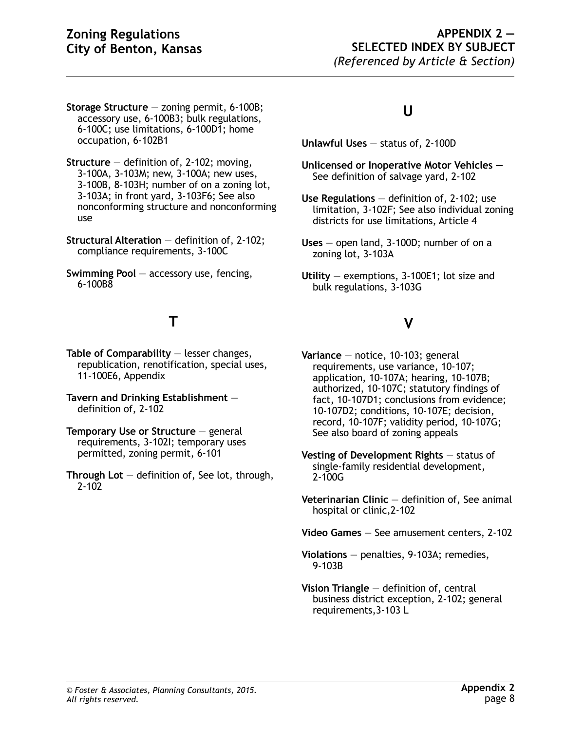**Storage Structure** — zoning permit, 6-100B; accessory use, 6-100B3; bulk regulations, 6-100C; use limitations, 6-100D1; home occupation, 6-102B1

**Structure** — definition of, 2-102; moving, 3-100A, 3-103M; new, 3-100A; new uses, 3-100B, 8-103H; number of on a zoning lot, 3-103A; in front yard, 3-103F6; See also nonconforming structure and nonconforming use

**Structural Alteration** — definition of, 2-102; compliance requirements, 3-100C

**Swimming Pool** — accessory use, fencing, 6-100B8

## T

**Table of Comparability** — lesser changes, republication, renotification, special uses, 11-100E6, Appendix

**Tavern and Drinking Establishment** — definition of, 2-102

**Temporary Use or Structure** — general requirements, 3-102I; temporary uses permitted, zoning permit, 6-101

**Through Lot** — definition of, See lot, through, 2-102

## U

**Unlawful Uses** — status of, 2-100D

**Unlicensed or Inoperative Motor Vehicles —** See definition of salvage yard, 2-102

**Use Regulations** — definition of, 2-102; use limitation, 3-102F; See also individual zoning districts for use limitations, Article 4

**Uses** — open land, 3-100D; number of on a zoning lot, 3-103A

**Utility** — exemptions, 3-100E1; lot size and bulk regulations, 3-103G

## V

**Variance** — notice, 10-103; general requirements, use variance, 10-107; application, 10-107A; hearing, 10-107B; authorized, 10-107C; statutory findings of fact, 10-107D1; conclusions from evidence; 10-107D2; conditions, 10-107E; decision, record, 10-107F; validity period, 10-107G; See also board of zoning appeals

**Vesting of Development Rights** — status of single-family residential development, 2-100G

**Veterinarian Clinic** — definition of, See animal hospital or clinic,2-102

**Video Games** — See amusement centers, 2-102

**Violations** — penalties, 9-103A; remedies, 9-103B

**Vision Triangle** — definition of, central business district exception, 2-102; general requirements,3-103 L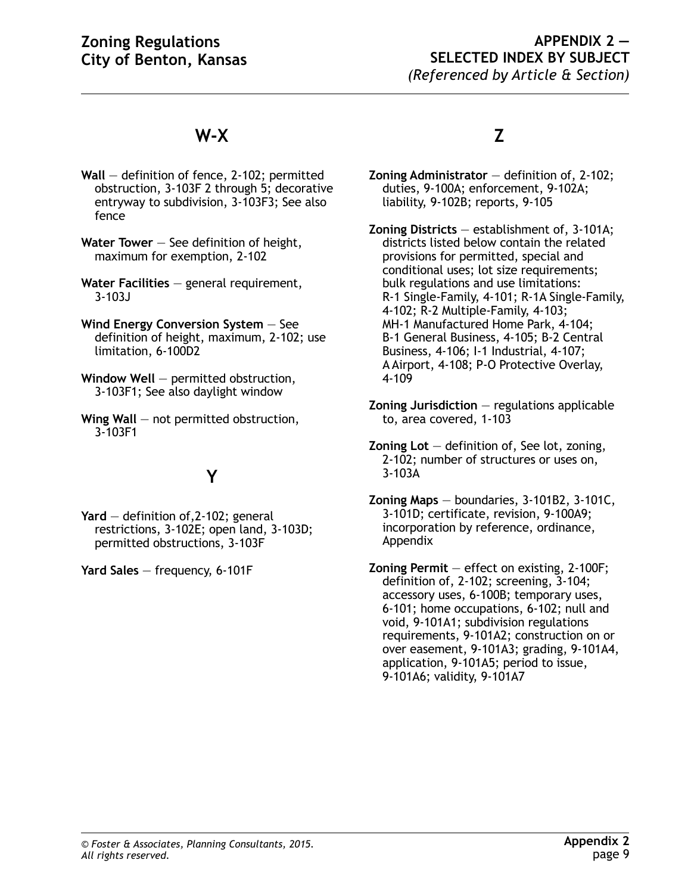## W-X

**Wall** — definition of fence, 2-102; permitted obstruction, 3-103F 2 through 5; decorative entryway to subdivision, 3-103F3; See also fence

**Water Tower** — See definition of height, maximum for exemption, 2-102

**Water Facilities** — general requirement, 3-103J

**Wind Energy Conversion System** — See definition of height, maximum, 2-102; use limitation, 6-100D2

**Window Well** — permitted obstruction, 3-103F1; See also daylight window

**Wing Wall** — not permitted obstruction, 3-103F1

## Y

**Yard** — definition of,2-102; general restrictions, 3-102E; open land, 3-103D; permitted obstructions, 3-103F

**Yard Sales** — frequency, 6-101F

## Z

**Zoning Administrator** — definition of, 2-102; duties, 9-100A; enforcement, 9-102A; liability, 9-102B; reports, 9-105

**Zoning Districts** — establishment of, 3-101A; districts listed below contain the related provisions for permitted, special and conditional uses; lot size requirements; bulk regulations and use limitations: R-1 Single-Family, 4-101; R-1A Single-Family, 4-102; R-2 Multiple-Family, 4-103; MH-1 Manufactured Home Park, 4-104; B-1 General Business, 4-105; B-2 Central Business, 4-106; I-1 Industrial, 4-107; A Airport, 4-108; P-O Protective Overlay, 4-109

**Zoning Jurisdiction** — regulations applicable to, area covered, 1-103

**Zoning Lot** — definition of, See lot, zoning, 2-102; number of structures or uses on, 3-103A

**Zoning Maps** — boundaries, 3-101B2, 3-101C, 3-101D; certificate, revision, 9-100A9; incorporation by reference, ordinance, Appendix

**Zoning Permit** — effect on existing, 2-100F; definition of, 2-102; screening, 3-104; accessory uses, 6-100B; temporary uses, 6-101; home occupations, 6-102; null and void, 9-101A1; subdivision regulations requirements, 9-101A2; construction on or over easement, 9-101A3; grading, 9-101A4, application, 9-101A5; period to issue, 9-101A6; validity, 9-101A7